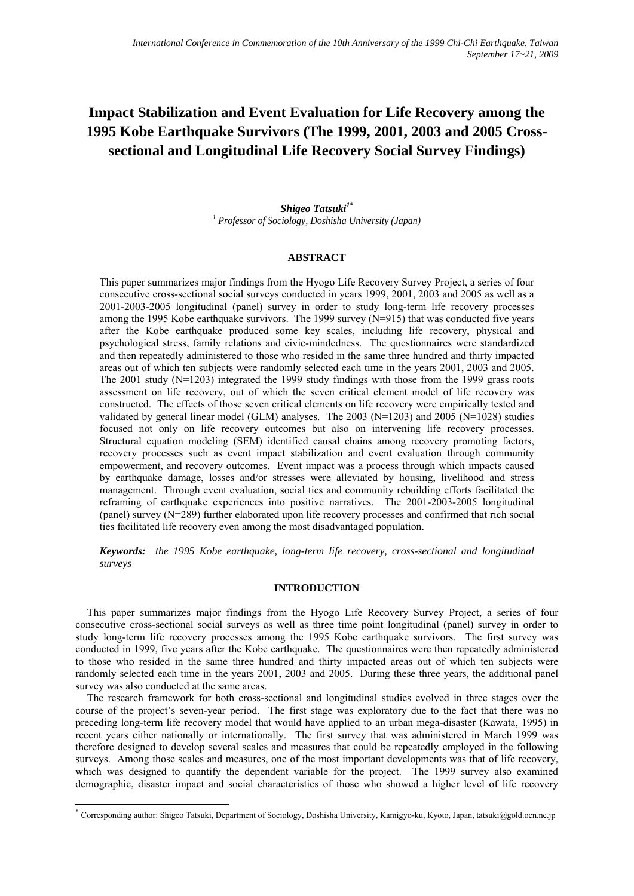# Impact Stabilization and Event Evaluation for Life Recovery among the 1995 Kobe Earthquake Survivors (The 1999, 2001, 2003 and 2005 Cross-sectional and Longitudinal Life Recovery Social Survey Findings)

***Shigeo Tatsuki***[1*]

[1] *Professor of Sociology, Doshisha University (Japan)*

## ABSTRACT

This paper summarizes major findings from the Hyogo Life Recovery Survey Project, a series of four consecutive cross-sectional social surveys conducted in years 1999, 2001, 2003 and 2005 as well as a 2001-2003-2005 longitudinal (panel) survey in order to study long-term life recovery processes among the 1995 Kobe earthquake survivors. The 1999 survey (N=915) that was conducted five years after the Kobe earthquake produced some key scales, including life recovery, physical and psychological stress, family relations and civic-mindedness. The questionnaires were standardized and then repeatedly administered to those who resided in the same three hundred and thirty impacted areas out of which ten subjects were randomly selected each time in the years 2001, 2003 and 2005. The 2001 study (N=1203) integrated the 1999 study findings with those from the 1999 grass roots assessment on life recovery, out of which the seven critical element model of life recovery was constructed. The effects of those seven critical elements on life recovery were empirically tested and validated by general linear model (GLM) analyses. The 2003 (N=1203) and 2005 (N=1028) studies focused not only on life recovery outcomes but also on intervening life recovery processes. Structural equation modeling (SEM) identified causal chains among recovery promoting factors, recovery processes such as event impact stabilization and event evaluation through community empowerment, and recovery outcomes. Event impact was a process through which impacts caused by earthquake damage, losses and/or stresses were alleviated by housing, livelihood and stress management. Through event evaluation, social ties and community rebuilding efforts facilitated the reframing of earthquake experiences into positive narratives. The 2001-2003-2005 longitudinal (panel) survey (N=289) further elaborated upon life recovery processes and confirmed that rich social ties facilitated life recovery even among the most disadvantaged population.

***Keywords:*** *the 1995 Kobe earthquake, long-term life recovery, cross-sectional and longitudinal surveys*

## INTRODUCTION

This paper summarizes major findings from the Hyogo Life Recovery Survey Project, a series of four consecutive cross-sectional social surveys as well as three time point longitudinal (panel) survey in order to study long-term life recovery processes among the 1995 Kobe earthquake survivors. The first survey was conducted in 1999, five years after the Kobe earthquake. The questionnaires were then repeatedly administered to those who resided in the same three hundred and thirty impacted areas out of which ten subjects were randomly selected each time in the years 2001, 2003 and 2005. During these three years, the additional panel survey was also conducted at the same areas.

The research framework for both cross-sectional and longitudinal studies evolved in three stages over the course of the project's seven-year period. The first stage was exploratory due to the fact that there was no preceding long-term life recovery model that would have applied to an urban mega-disaster (Kawata, 1995) in recent years either nationally or internationally. The first survey that was administered in March 1999 was therefore designed to develop several scales and measures that could be repeatedly employed in the following surveys. Among those scales and measures, one of the most important developments was that of life recovery, which was designed to quantify the dependent variable for the project. The 1999 survey also examined demographic, disaster impact and social characteristics of those who showed a higher level of life recovery

---

* Corresponding author: Shigeo Tatsuki, Department of Sociology, Doshisha University, Kamigyo-ku, Kyoto, Japan, tatsuki@gold.ocn.ne.jp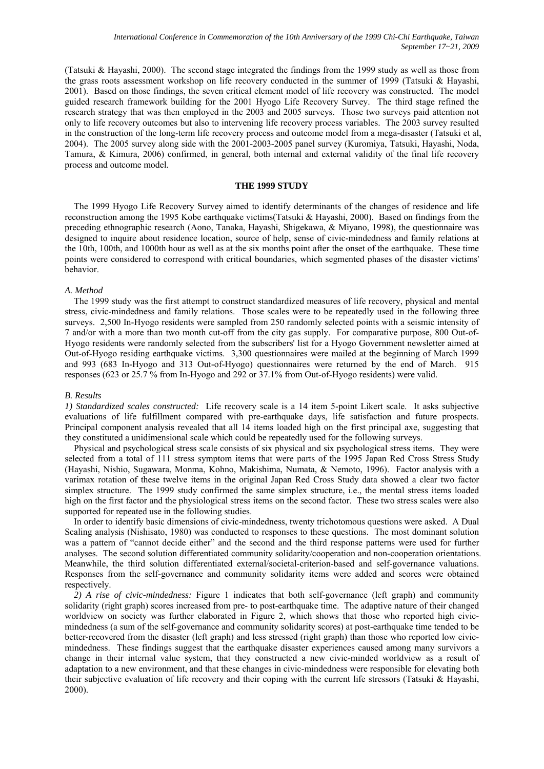(Tatsuki & Hayashi, 2000). The second stage integrated the findings from the 1999 study as well as those from the grass roots assessment workshop on life recovery conducted in the summer of 1999 (Tatsuki & Hayashi, 2001). Based on those findings, the seven critical element model of life recovery was constructed. The model guided research framework building for the 2001 Hyogo Life Recovery Survey. The third stage refined the research strategy that was then employed in the 2003 and 2005 surveys. Those two surveys paid attention not only to life recovery outcomes but also to intervening life recovery process variables. The 2003 survey resulted in the construction of the long-term life recovery process and outcome model from a mega-disaster (Tatsuki et al, 2004). The 2005 survey along side with the 2001-2003-2005 panel survey (Kuromiya, Tatsuki, Hayashi, Noda, Tamura, & Kimura, 2006) confirmed, in general, both internal and external validity of the final life recovery process and outcome model.

## THE 1999 STUDY

The 1999 Hyogo Life Recovery Survey aimed to identify determinants of the changes of residence and life reconstruction among the 1995 Kobe earthquake victims(Tatsuki & Hayashi, 2000). Based on findings from the preceding ethnographic research (Aono, Tanaka, Hayashi, Shigekawa, & Miyano, 1998), the questionnaire was designed to inquire about residence location, source of help, sense of civic-mindedness and family relations at the 10th, 100th, and 1000th hour as well as at the six months point after the onset of the earthquake. These time points were considered to correspond with critical boundaries, which segmented phases of the disaster victims' behavior.

### *A. Method*

The 1999 study was the first attempt to construct standardized measures of life recovery, physical and mental stress, civic-mindedness and family relations. Those scales were to be repeatedly used in the following three surveys. 2,500 In-Hyogo residents were sampled from 250 randomly selected points with a seismic intensity of 7 and/or with a more than two month cut-off from the city gas supply. For comparative purpose, 800 Out-of-Hyogo residents were randomly selected from the subscribers' list for a Hyogo Government newsletter aimed at Out-of-Hyogo residing earthquake victims. 3,300 questionnaires were mailed at the beginning of March 1999 and 993 (683 In-Hyogo and 313 Out-of-Hyogo) questionnaires were returned by the end of March. 915 responses (623 or 25.7 % from In-Hyogo and 292 or 37.1% from Out-of-Hyogo residents) were valid.

### *B. Results*

*1) Standardized scales constructed:* Life recovery scale is a 14 item 5-point Likert scale. It asks subjective evaluations of life fulfillment compared with pre-earthquake days, life satisfaction and future prospects. Principal component analysis revealed that all 14 items loaded high on the first principal axe, suggesting that they constituted a unidimensional scale which could be repeatedly used for the following surveys.

Physical and psychological stress scale consists of six physical and six psychological stress items. They were selected from a total of 111 stress symptom items that were parts of the 1995 Japan Red Cross Stress Study (Hayashi, Nishio, Sugawara, Monma, Kohno, Makishima, Numata, & Nemoto, 1996). Factor analysis with a varimax rotation of these twelve items in the original Japan Red Cross Study data showed a clear two factor simplex structure. The 1999 study confirmed the same simplex structure, i.e., the mental stress items loaded high on the first factor and the physiological stress items on the second factor. These two stress scales were also supported for repeated use in the following studies.

In order to identify basic dimensions of civic-mindedness, twenty trichotomous questions were asked. A Dual Scaling analysis (Nishisato, 1980) was conducted to responses to these questions. The most dominant solution was a pattern of "cannot decide either" and the second and the third response patterns were used for further analyses. The second solution differentiated community solidarity/cooperation and non-cooperation orientations. Meanwhile, the third solution differentiated external/societal-criterion-based and self-governance valuations. Responses from the self-governance and community solidarity items were added and scores were obtained respectively.

*2) A rise of civic-mindedness:* Figure 1 indicates that both self-governance (left graph) and community solidarity (right graph) scores increased from pre- to post-earthquake time. The adaptive nature of their changed worldview on society was further elaborated in Figure 2, which shows that those who reported high civic-mindedness (a sum of the self-governance and community solidarity scores) at post-earthquake time tended to be better-recovered from the disaster (left graph) and less stressed (right graph) than those who reported low civic-mindedness. These findings suggest that the earthquake disaster experiences caused among many survivors a change in their internal value system, that they constructed a new civic-minded worldview as a result of adaptation to a new environment, and that these changes in civic-mindedness were responsible for elevating both their subjective evaluation of life recovery and their coping with the current life stressors (Tatsuki & Hayashi, 2000).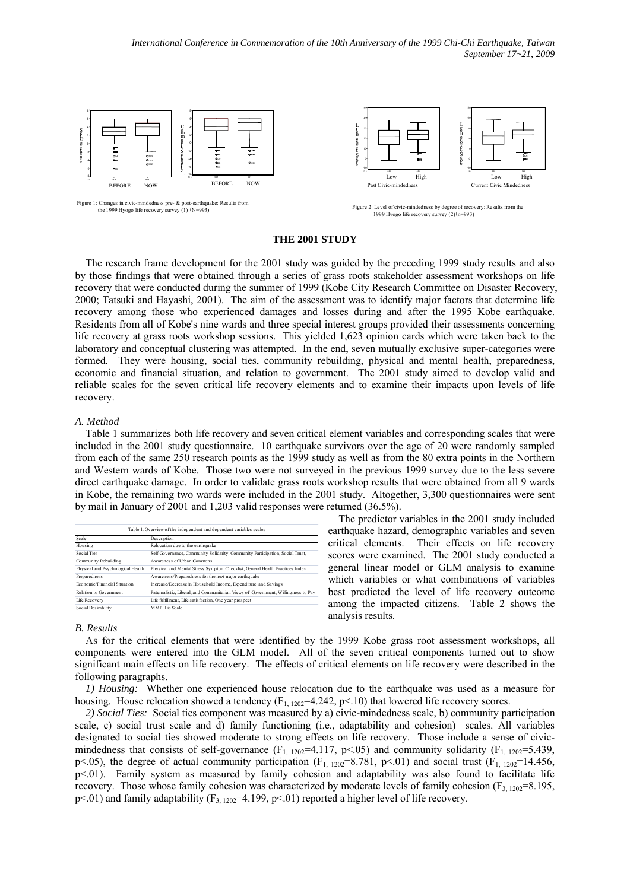Figure 1: Changes in civic-mindedness pre- & post-earthquake: Results from the 1999 Hyogo life recovery survey (1) (N=993)

Figure 2: Level of civic-mindedness by degree of recovery: Results from the 1999 Hyogo life recovery survey (2)(n=993)

## THE 2001 STUDY

The research frame development for the 2001 study was guided by the preceding 1999 study results and also by those findings that were obtained through a series of grass roots stakeholder assessment workshops on life recovery that were conducted during the summer of 1999 (Kobe City Research Committee on Disaster Recovery, 2000; Tatsuki and Hayashi, 2001). The aim of the assessment was to identify major factors that determine life recovery among those who experienced damages and losses during and after the 1995 Kobe earthquake. Residents from all of Kobe's nine wards and three special interest groups provided their assessments concerning life recovery at grass roots workshop sessions. This yielded 1,623 opinion cards which were taken back to the laboratory and conceptual clustering was attempted. In the end, seven mutually exclusive super-categories were formed. They were housing, social ties, community rebuilding, physical and mental health, preparedness, economic and financial situation, and relation to government. The 2001 study aimed to develop valid and reliable scales for the seven critical life recovery elements and to examine their impacts upon levels of life recovery.

### *A. Method*

Table 1 summarizes both life recovery and seven critical element variables and corresponding scales that were included in the 2001 study questionnaire. 10 earthquake survivors over the age of 20 were randomly sampled from each of the same 250 research points as the 1999 study as well as from the 80 extra points in the Northern and Western wards of Kobe. Those two were not surveyed in the previous 1999 survey due to the less severe direct earthquake damage. In order to validate grass roots workshop results that were obtained from all 9 wards in Kobe, the remaining two wards were included in the 2001 study. Altogether, 3,300 questionnaires were sent by mail in January of 2001 and 1,203 valid responses were returned (36.5%).

Table 1. Overview of the independent and dependent variables scales

| Scale | Description |
|---|---|
| Housing | Relocation due to the earthquake |
| Social Ties | Self-Governance, Community Solidarity, Community Participation, Social Trust, |
| Community Rebuilding | Awareness of Urban Commons |
| Physical and Psychological Health | Physical and Mental Stress Symptom Checklist, General Health Practices Index |
| Preparedness | Awareness/Preparedness for the next major earthquake |
| Economic/Financial Situation | Increase/Decrease in Household Income, Expenditure, and Savings |
| Relation to Government | Paternalistic, Liberal, and Communitarian Views of Government, Willingness to Pay |
| Life Recovery | Life fulfillment, Life satisfaction, One year prospect |
| Social Desirability | MMPI Lie Scale |

The predictor variables in the 2001 study included earthquake hazard, demographic variables and seven critical elements. Their effects on life recovery scores were examined. The 2001 study conducted a general linear model or GLM analysis to examine which variables or what combinations of variables best predicted the level of life recovery outcome among the impacted citizens. Table 2 shows the analysis results.

### *B. Results*

As for the critical elements that were identified by the 1999 Kobe grass root assessment workshops, all components were entered into the GLM model. All of the seven critical components turned out to show significant main effects on life recovery. The effects of critical elements on life recovery were described in the following paragraphs.

*1) Housing:* Whether one experienced house relocation due to the earthquake was used as a measure for housing. House relocation showed a tendency ($F_{1, 1202}$=4.242, $p$<.10) that lowered life recovery scores.

*2) Social Ties:* Social ties component was measured by a) civic-mindedness scale, b) community participation scale, c) social trust scale and d) family functioning (i.e., adaptability and cohesion) scales. All variables designated to social ties showed moderate to strong effects on life recovery. Those include a sense of civic-mindedness that consists of self-governance ($F_{1, 1202}$=4.117, $p$<.05) and community solidarity ($F_{1, 1202}$=5.439, $p$<.05), the degree of actual community participation ($F_{1, 1202}$=8.781, $p$<.01) and social trust ($F_{1, 1202}$=14.456, $p$<.01). Family system as measured by family cohesion and adaptability was also found to facilitate life recovery. Those whose family cohesion was characterized by moderate levels of family cohesion ($F_{3, 1202}$=8.195, $p$<.01) and family adaptability ($F_{3, 1202}$=4.199, $p$<.01) reported a higher level of life recovery.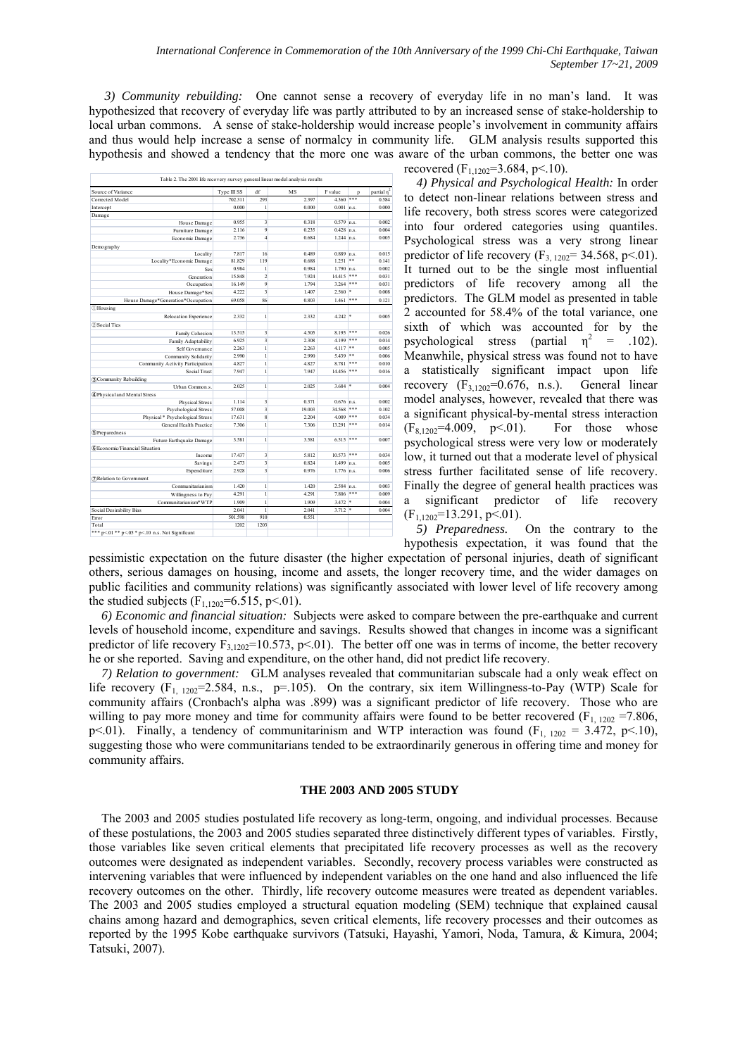*3) Community rebuilding:* One cannot sense a recovery of everyday life in no man's land. It was hypothesized that recovery of everyday life was partly attributed to by an increased sense of stake-holdership to local urban commons. A sense of stake-holdership would increase people's involvement in community affairs and thus would help increase a sense of normalcy in community life. GLM analysis results supported this hypothesis and showed a tendency that the more one was aware of the urban commons, the better one was recovered ($F_{1,1202}$=3.684, p<.10).

Table 2. The 2001 life recovery survey general linear model analysis results

| Source of Variance | Type III SS | df | MS | F value | p | partial $\eta^2$ |
|---|---|---|---|---|---|---|
| Corrected Model | 702.311 | 293 | 2.397 | 4.360 | *** | 0.584 |
| Intercept | 0.000 | 1 | 0.000 | 0.001 | n.s. | 0.000 |
| Damage | | | | | | |
| House Damage | 0.955 | 3 | 0.318 | 0.579 | n.s. | 0.002 |
| Furniture Damage | 2.116 | 9 | 0.235 | 0.428 | n.s. | 0.004 |
| Economic Damage | 2.736 | 4 | 0.684 | 1.244 | n.s. | 0.005 |
| Demography | | | | | | |
| Locality | 7.817 | 16 | 0.489 | 0.889 | n.s. | 0.015 |
| Locality*Economic Damage | 81.829 | 119 | 0.688 | 1.251 | ** | 0.141 |
| Sex | 0.984 | 1 | 0.984 | 1.790 | n.s. | 0.002 |
| Generation | 15.848 | 2 | 7.924 | 14.415 | *** | 0.031 |
| Occupation | 16.149 | 9 | 1.794 | 3.264 | *** | 0.031 |
| House Damage*Sex | 4.222 | 3 | 1.407 | 2.560 | * | 0.008 |
| House Damage*Generation*Occupation | 69.058 | 86 | 0.803 | 1.461 | *** | 0.121 |
| ①Housing | | | | | | |
| Relocation Experience | 2.332 | 1 | 2.332 | 4.242 | * | 0.005 |
| ②Social Ties | | | | | | |
| Family Cohesion | 13.515 | 3 | 4.505 | 8.195 | *** | 0.026 |
| Family Adaptability | 6.925 | 3 | 2.308 | 4.199 | *** | 0.014 |
| Self Governance | 2.263 | 1 | 2.263 | 4.117 | ** | 0.005 |
| Community Solidarity | 2.990 | 1 | 2.990 | 5.439 | ** | 0.006 |
| Community Activity Participation | 4.827 | 1 | 4.827 | 8.781 | *** | 0.010 |
| Social Trust | 7.947 | 1 | 7.947 | 14.456 | *** | 0.016 |
| ③Community Rebuilding | | | | | | |
| Urban Common.s. | 2.025 | 1 | 2.025 | 3.684 | * | 0.004 |
| ④Physical and Mental Stress | | | | | | |
| Physical Stress | 1.114 | 3 | 0.371 | 0.676 | n.s. | 0.002 |
| Psychological Stress | 57.008 | 3 | 19.003 | 34.568 | *** | 0.102 |
| Physical * Psychological Stress | 17.631 | 8 | 2.204 | 4.009 | *** | 0.034 |
| General Health Practice | 7.306 | 1 | 7.306 | 13.291 | *** | 0.014 |
| ⑤Preparedness | | | | | | |
| Future Earthquake Damage | 3.581 | 1 | 3.581 | 6.515 | *** | 0.007 |
| ⑥Economic/Financial Situation | | | | | | |
| Income | 17.437 | 3 | 5.812 | 10.573 | *** | 0.034 |
| Savings | 2.473 | 3 | 0.824 | 1.499 | n.s. | 0.005 |
| Expenditure | 2.928 | 3 | 0.976 | 1.776 | n.s. | 0.006 |
| ⑦Relation to Government | | | | | | |
| Communitarianism | 1.420 | 1 | 1.420 | 2.584 | n.s. | 0.003 |
| Willingness to Pay | 4.291 | 1 | 4.291 | 7.806 | *** | 0.009 |
| Communitarianism*WTP | 1.909 | 1 | 1.909 | 3.472 | * | 0.004 |
| Social Desirability Bias | 2.041 | 1 | 2.041 | 3.712 | * | 0.004 |
| Error | 501.598 | 910 | 0.551 | | | |
| Total | 1202 | 1203 | | | | |

*** p<.01 ** p<.05 * p<.10 n.s. Not Significant

*4) Physical and Psychological Health:* In order to detect non-linear relations between stress and life recovery, both stress scores were categorized into four ordered categories using quantiles. Psychological stress was a very strong linear predictor of life recovery ($F_{3,1202}$= 34.568, p<.01). It turned out to be the single most influential predictors of life recovery among all the predictors. The GLM model as presented in table 2 accounted for 58.4% of the total variance, one sixth of which was accounted for by the psychological stress (partial $\eta^2$ = .102). Meanwhile, physical stress was found not to have a statistically significant impact upon life recovery ($F_{3,1202}$=0.676, n.s.). General linear model analyses, however, revealed that there was a significant physical-by-mental stress interaction ($F_{8,1202}$=4.009, p<.01). For those whose psychological stress were very low or moderately low, it turned out that a moderate level of physical stress further facilitated sense of life recovery. Finally the degree of general health practices was a significant predictor of life recovery ($F_{1,1202}$=13.291, p<.01).

*5) Preparedness.* On the contrary to the hypothesis expectation, it was found that the pessimistic expectation on the future disaster (the higher expectation of personal injuries, death of significant others, serious damages on housing, income and assets, the longer recovery time, and the wider damages on public facilities and community relations) was significantly associated with lower level of life recovery among the studied subjects ($F_{1,1202}$=6.515, p<.01).

*6) Economic and financial situation:* Subjects were asked to compare between the pre-earthquake and current levels of household income, expenditure and savings. Results showed that changes in income was a significant predictor of life recovery $F_{3,1202}$=10.573, p<.01). The better off one was in terms of income, the better recovery he or she reported. Saving and expenditure, on the other hand, did not predict life recovery.

*7) Relation to government:* GLM analyses revealed that communitarian subscale had a only weak effect on life recovery ($F_{1,1202}$=2.584, n.s., p=.105). On the contrary, six item Willingness-to-Pay (WTP) Scale for community affairs (Cronbach's alpha was .899) was a significant predictor of life recovery. Those who are willing to pay more money and time for community affairs were found to be better recovered ($F_{1,1202}$ =7.806, p<.01). Finally, a tendency of communitarinism and WTP interaction was found ($F_{1,1202}$ = 3.472, p<.10), suggesting those who were communitarians tended to be extraordinarily generous in offering time and money for community affairs.

## THE 2003 AND 2005 STUDY

The 2003 and 2005 studies postulated life recovery as long-term, ongoing, and individual processes. Because of these postulations, the 2003 and 2005 studies separated three distinctively different types of variables. Firstly, those variables like seven critical elements that precipitated life recovery processes as well as the recovery outcomes were designated as independent variables. Secondly, recovery process variables were constructed as intervening variables that were influenced by independent variables on the one hand and also influenced the life recovery outcomes on the other. Thirdly, life recovery outcome measures were treated as dependent variables. The 2003 and 2005 studies employed a structural equation modeling (SEM) technique that explained causal chains among hazard and demographics, seven critical elements, life recovery processes and their outcomes as reported by the 1995 Kobe earthquake survivors (Tatsuki, Hayashi, Yamori, Noda, Tamura, & Kimura, 2004; Tatsuki, 2007).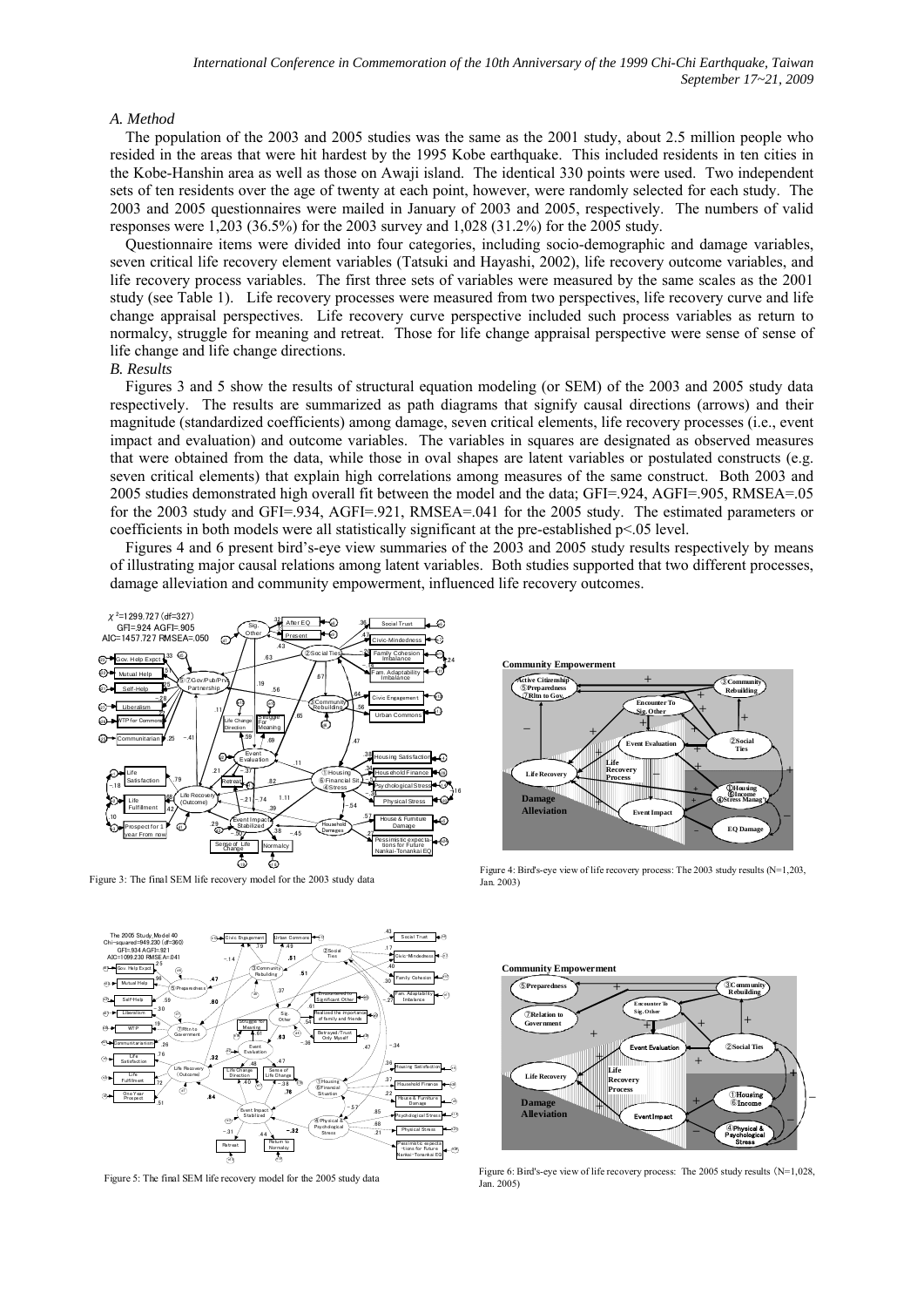### A. Method

The population of the 2003 and 2005 studies was the same as the 2001 study, about 2.5 million people who resided in the areas that were hit hardest by the 1995 Kobe earthquake. This included residents in ten cities in the Kobe-Hanshin area as well as those on Awaji island. The identical 330 points were used. Two independent sets of ten residents over the age of twenty at each point, however, were randomly selected for each study. The 2003 and 2005 questionnaires were mailed in January of 2003 and 2005, respectively. The numbers of valid responses were 1,203 (36.5%) for the 2003 survey and 1,028 (31.2%) for the 2005 study.

Questionnaire items were divided into four categories, including socio-demographic and damage variables, seven critical life recovery element variables (Tatsuki and Hayashi, 2002), life recovery outcome variables, and life recovery process variables. The first three sets of variables were measured by the same scales as the 2001 study (see Table 1). Life recovery processes were measured from two perspectives, life recovery curve and life change appraisal perspectives. Life recovery curve perspective included such process variables as return to normalcy, struggle for meaning and retreat. Those for life change appraisal perspective were sense of sense of life change and life change directions.

### B. Results

Figures 3 and 5 show the results of structural equation modeling (or SEM) of the 2003 and 2005 study data respectively. The results are summarized as path diagrams that signify causal directions (arrows) and their magnitude (standardized coefficients) among damage, seven critical elements, life recovery processes (i.e., event impact and evaluation) and outcome variables. The variables in squares are designated as observed measures that were obtained from the data, while those in oval shapes are latent variables or postulated constructs (e.g. seven critical elements) that explain high correlations among measures of the same construct. Both 2003 and 2005 studies demonstrated high overall fit between the model and the data; GFI=.924, AGFI=.905, RMSEA=.05 for the 2003 study and GFI=.934, AGFI=.921, RMSEA=.041 for the 2005 study. The estimated parameters or coefficients in both models were all statistically significant at the pre-established $p<.05$ level.

Figures 4 and 6 present bird's-eye view summaries of the 2003 and 2005 study results respectively by means of illustrating major causal relations among latent variables. Both studies supported that two different processes, damage alleviation and community empowerment, influenced life recovery outcomes.

Figure 3: The final SEM life recovery model for the 2003 study data

Figure 4: Bird's-eye view of life recovery process: The 2003 study results (N=1,203, Jan. 2003)

Figure 5: The final SEM life recovery model for the 2005 study data

Figure 6: Bird's-eye view of life recovery process: The 2005 study results（N=1,028, Jan. 2005)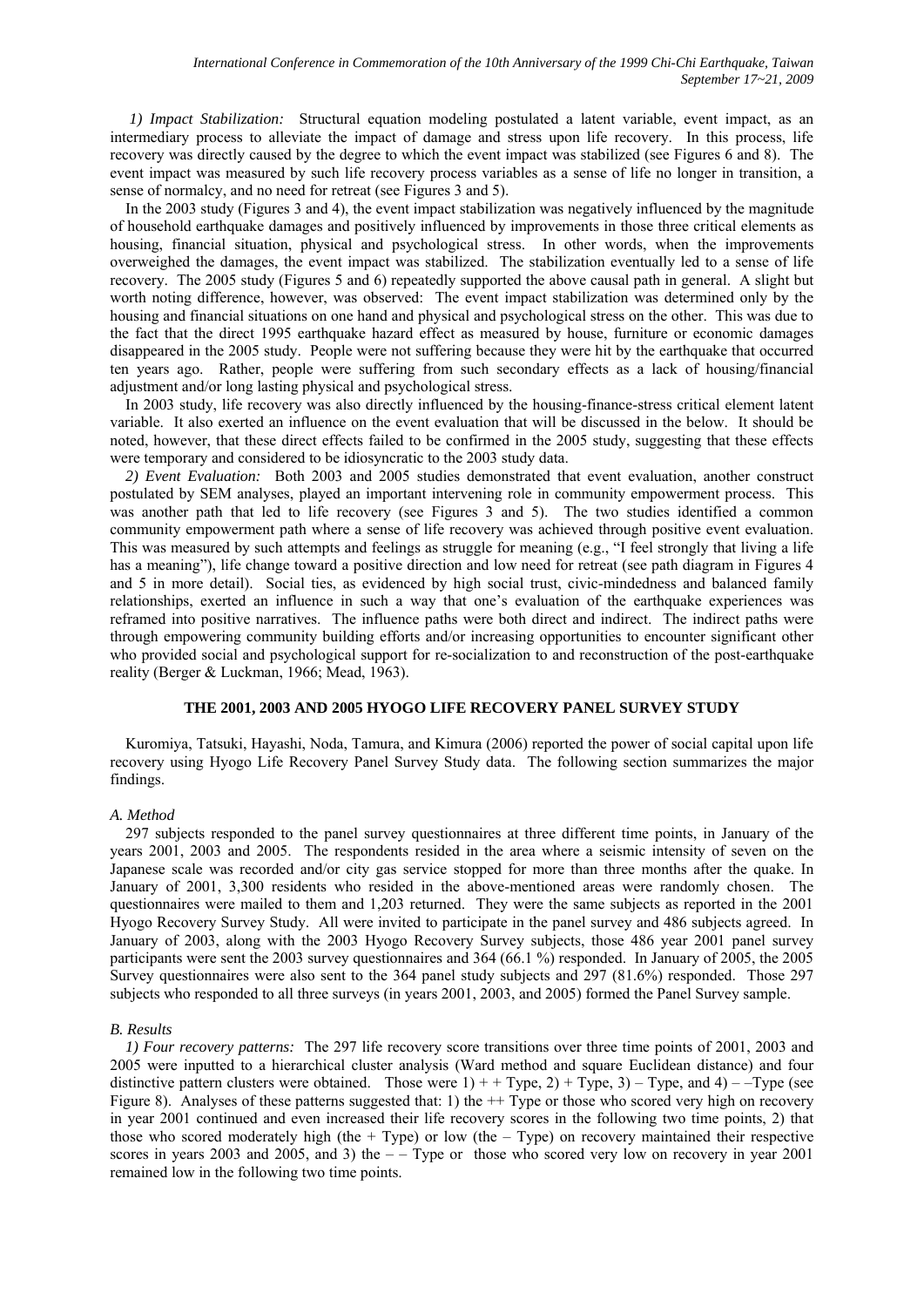*1) Impact Stabilization:* Structural equation modeling postulated a latent variable, event impact, as an intermediary process to alleviate the impact of damage and stress upon life recovery. In this process, life recovery was directly caused by the degree to which the event impact was stabilized (see Figures 6 and 8). The event impact was measured by such life recovery process variables as a sense of life no longer in transition, a sense of normalcy, and no need for retreat (see Figures 3 and 5).

In the 2003 study (Figures 3 and 4), the event impact stabilization was negatively influenced by the magnitude of household earthquake damages and positively influenced by improvements in those three critical elements as housing, financial situation, physical and psychological stress. In other words, when the improvements overweighed the damages, the event impact was stabilized. The stabilization eventually led to a sense of life recovery. The 2005 study (Figures 5 and 6) repeatedly supported the above causal path in general. A slight but worth noting difference, however, was observed: The event impact stabilization was determined only by the housing and financial situations on one hand and physical and psychological stress on the other. This was due to the fact that the direct 1995 earthquake hazard effect as measured by house, furniture or economic damages disappeared in the 2005 study. People were not suffering because they were hit by the earthquake that occurred ten years ago. Rather, people were suffering from such secondary effects as a lack of housing/financial adjustment and/or long lasting physical and psychological stress.

In 2003 study, life recovery was also directly influenced by the housing-finance-stress critical element latent variable. It also exerted an influence on the event evaluation that will be discussed in the below. It should be noted, however, that these direct effects failed to be confirmed in the 2005 study, suggesting that these effects were temporary and considered to be idiosyncratic to the 2003 study data.

*2) Event Evaluation:* Both 2003 and 2005 studies demonstrated that event evaluation, another construct postulated by SEM analyses, played an important intervening role in community empowerment process. This was another path that led to life recovery (see Figures 3 and 5). The two studies identified a common community empowerment path where a sense of life recovery was achieved through positive event evaluation. This was measured by such attempts and feelings as struggle for meaning (e.g., "I feel strongly that living a life has a meaning"), life change toward a positive direction and low need for retreat (see path diagram in Figures 4 and 5 in more detail). Social ties, as evidenced by high social trust, civic-mindedness and balanced family relationships, exerted an influence in such a way that one's evaluation of the earthquake experiences was reframed into positive narratives. The influence paths were both direct and indirect. The indirect paths were through empowering community building efforts and/or increasing opportunities to encounter significant other who provided social and psychological support for re-socialization to and reconstruction of the post-earthquake reality (Berger & Luckman, 1966; Mead, 1963).

## THE 2001, 2003 AND 2005 HYOGO LIFE RECOVERY PANEL SURVEY STUDY

Kuromiya, Tatsuki, Hayashi, Noda, Tamura, and Kimura (2006) reported the power of social capital upon life recovery using Hyogo Life Recovery Panel Survey Study data. The following section summarizes the major findings.

### *A. Method*

297 subjects responded to the panel survey questionnaires at three different time points, in January of the years 2001, 2003 and 2005. The respondents resided in the area where a seismic intensity of seven on the Japanese scale was recorded and/or city gas service stopped for more than three months after the quake. In January of 2001, 3,300 residents who resided in the above-mentioned areas were randomly chosen. The questionnaires were mailed to them and 1,203 returned. They were the same subjects as reported in the 2001 Hyogo Recovery Survey Study. All were invited to participate in the panel survey and 486 subjects agreed. In January of 2003, along with the 2003 Hyogo Recovery Survey subjects, those 486 year 2001 panel survey participants were sent the 2003 survey questionnaires and 364 (66.1 %) responded. In January of 2005, the 2005 Survey questionnaires were also sent to the 364 panel study subjects and 297 (81.6%) responded. Those 297 subjects who responded to all three surveys (in years 2001, 2003, and 2005) formed the Panel Survey sample.

### *B. Results*

*1) Four recovery patterns:* The 297 life recovery score transitions over three time points of 2001, 2003 and 2005 were inputted to a hierarchical cluster analysis (Ward method and square Euclidean distance) and four distinctive pattern clusters were obtained. Those were 1) + + Type, 2) + Type, 3) – Type, and 4) – –Type (see Figure 8). Analyses of these patterns suggested that: 1) the ++ Type or those who scored very high on recovery in year 2001 continued and even increased their life recovery scores in the following two time points, 2) that those who scored moderately high (the + Type) or low (the – Type) on recovery maintained their respective scores in years 2003 and 2005, and 3) the – – Type or those who scored very low on recovery in year 2001 remained low in the following two time points.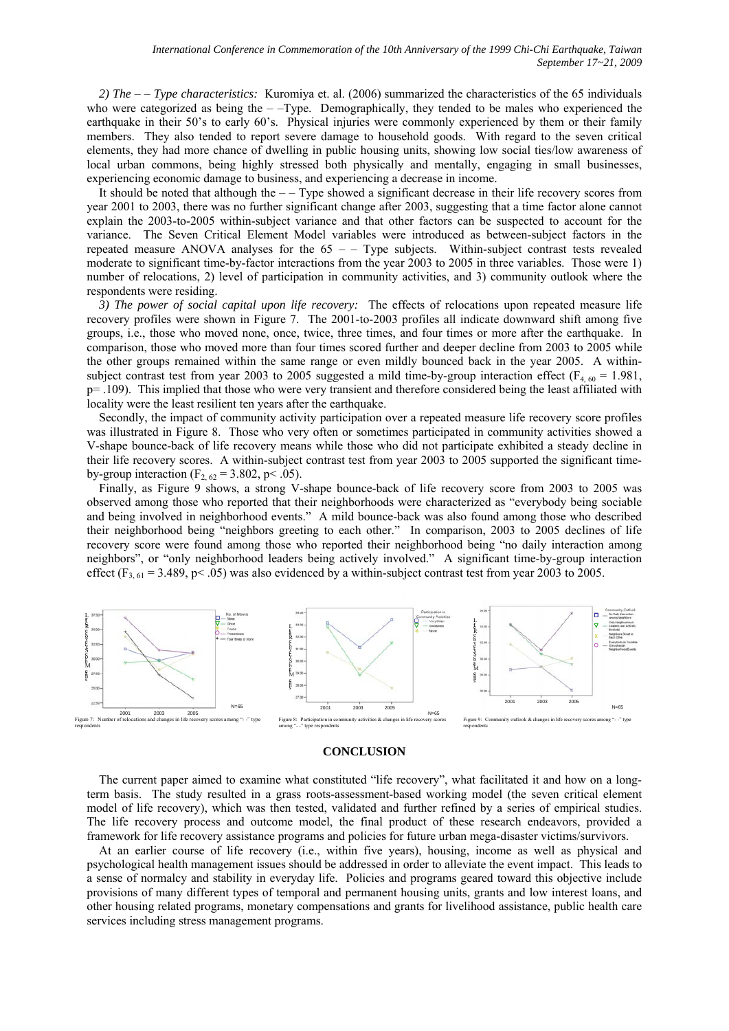*2) The – – Type characteristics:* Kuromiya et. al. (2006) summarized the characteristics of the 65 individuals who were categorized as being the – –Type. Demographically, they tended to be males who experienced the earthquake in their 50's to early 60's. Physical injuries were commonly experienced by them or their family members. They also tended to report severe damage to household goods. With regard to the seven critical elements, they had more chance of dwelling in public housing units, showing low social ties/low awareness of local urban commons, being highly stressed both physically and mentally, engaging in small businesses, experiencing economic damage to business, and experiencing a decrease in income.

It should be noted that although the – – Type showed a significant decrease in their life recovery scores from year 2001 to 2003, there was no further significant change after 2003, suggesting that a time factor alone cannot explain the 2003-to-2005 within-subject variance and that other factors can be suspected to account for the variance. The Seven Critical Element Model variables were introduced as between-subject factors in the repeated measure ANOVA analyses for the 65 – – Type subjects. Within-subject contrast tests revealed moderate to significant time-by-factor interactions from the year 2003 to 2005 in three variables. Those were 1) number of relocations, 2) level of participation in community activities, and 3) community outlook where the respondents were residing.

*3) The power of social capital upon life recovery:* The effects of relocations upon repeated measure life recovery profiles were shown in Figure 7. The 2001-to-2003 profiles all indicate downward shift among five groups, i.e., those who moved none, once, twice, three times, and four times or more after the earthquake. In comparison, those who moved more than four times scored further and deeper decline from 2003 to 2005 while the other groups remained within the same range or even mildly bounced back in the year 2005. A within-subject contrast test from year 2003 to 2005 suggested a mild time-by-group interaction effect ($F_{4,\,60} = 1.981$, $p= .109$). This implied that those who were very transient and therefore considered being the least affiliated with locality were the least resilient ten years after the earthquake.

Secondly, the impact of community activity participation over a repeated measure life recovery score profiles was illustrated in Figure 8. Those who very often or sometimes participated in community activities showed a V-shape bounce-back of life recovery means while those who did not participate exhibited a steady decline in their life recovery scores. A within-subject contrast test from year 2003 to 2005 supported the significant time-by-group interaction ($F_{2,\,62} = 3.802$, $p< .05$).

Finally, as Figure 9 shows, a strong V-shape bounce-back of life recovery score from 2003 to 2005 was observed among those who reported that their neighborhoods were characterized as "everybody being sociable and being involved in neighborhood events." A mild bounce-back was also found among those who described their neighborhood being "neighbors greeting to each other." In comparison, 2003 to 2005 declines of life recovery score were found among those who reported their neighborhood being "no daily interaction among neighbors", or "only neighborhood leaders being actively involved." A significant time-by-group interaction effect ($F_{3,\,61} = 3.489$, $p< .05$) was also evidenced by a within-subject contrast test from year 2003 to 2005.

Figure 7: Number of relocations and changes in life recovery scores among "- -" type respondents

Figure 8: Participation in community activities & changes in life recovery scores among "- -" type respondents

Figure 9: Community outlook & changes in life recovery scores among "- -" type respondents

## CONCLUSION

The current paper aimed to examine what constituted "life recovery", what facilitated it and how on a long-term basis. The study resulted in a grass roots-assessment-based working model (the seven critical element model of life recovery), which was then tested, validated and further refined by a series of empirical studies. The life recovery process and outcome model, the final product of these research endeavors, provided a framework for life recovery assistance programs and policies for future urban mega-disaster victims/survivors.

At an earlier course of life recovery (i.e., within five years), housing, income as well as physical and psychological health management issues should be addressed in order to alleviate the event impact. This leads to a sense of normalcy and stability in everyday life. Policies and programs geared toward this objective include provisions of many different types of temporal and permanent housing units, grants and low interest loans, and other housing related programs, monetary compensations and grants for livelihood assistance, public health care services including stress management programs.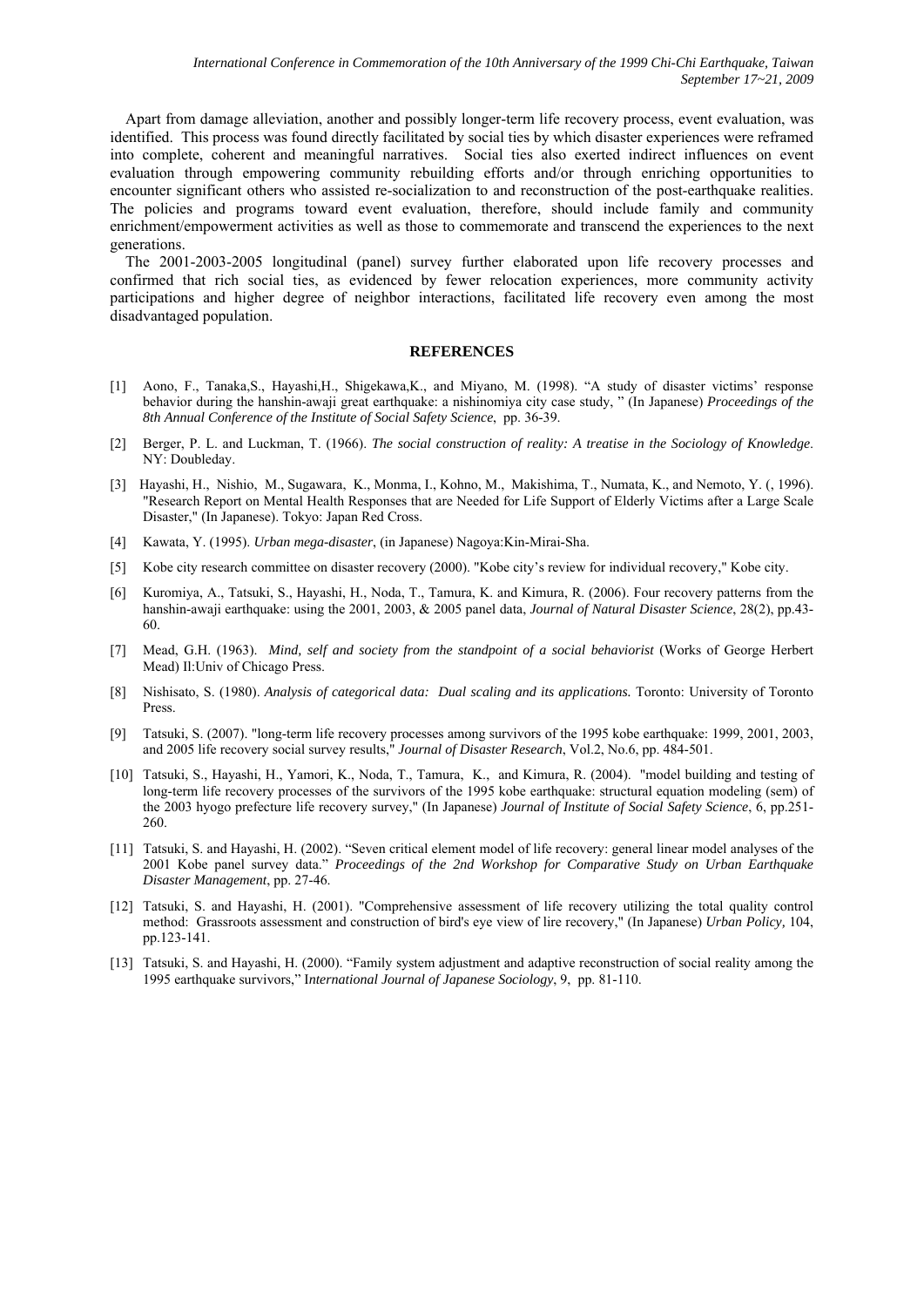Apart from damage alleviation, another and possibly longer-term life recovery process, event evaluation, was identified. This process was found directly facilitated by social ties by which disaster experiences were reframed into complete, coherent and meaningful narratives. Social ties also exerted indirect influences on event evaluation through empowering community rebuilding efforts and/or through enriching opportunities to encounter significant others who assisted re-socialization to and reconstruction of the post-earthquake realities. The policies and programs toward event evaluation, therefore, should include family and community enrichment/empowerment activities as well as those to commemorate and transcend the experiences to the next generations.

The 2001-2003-2005 longitudinal (panel) survey further elaborated upon life recovery processes and confirmed that rich social ties, as evidenced by fewer relocation experiences, more community activity participations and higher degree of neighbor interactions, facilitated life recovery even among the most disadvantaged population.

## REFERENCES

[1] Aono, F., Tanaka,S., Hayashi,H., Shigekawa,K., and Miyano, M. (1998). "A study of disaster victims' response behavior during the hanshin-awaji great earthquake: a nishinomiya city case study, " (In Japanese) *Proceedings of the 8th Annual Conference of the Institute of Social Safety Science*, pp. 36-39.

[2] Berger, P. L. and Luckman, T. (1966). *The social construction of reality: A treatise in the Sociology of Knowledge*. NY: Doubleday.

[3] Hayashi, H., Nishio, M., Sugawara, K., Monma, I., Kohno, M., Makishima, T., Numata, K., and Nemoto, Y. (, 1996). "Research Report on Mental Health Responses that are Needed for Life Support of Elderly Victims after a Large Scale Disaster," (In Japanese). Tokyo: Japan Red Cross.

[4] Kawata, Y. (1995). *Urban mega-disaster*, (in Japanese) Nagoya:Kin-Mirai-Sha.

[5] Kobe city research committee on disaster recovery (2000). "Kobe city's review for individual recovery," Kobe city.

[6] Kuromiya, A., Tatsuki, S., Hayashi, H., Noda, T., Tamura, K. and Kimura, R. (2006). Four recovery patterns from the hanshin-awaji earthquake: using the 2001, 2003, & 2005 panel data, *Journal of Natural Disaster Science*, 28(2), pp.43-60.

[7] Mead, G.H. (1963). *Mind, self and society from the standpoint of a social behaviorist* (Works of George Herbert Mead) Il:Univ of Chicago Press.

[8] Nishisato, S. (1980). *Analysis of categorical data: Dual scaling and its applications.* Toronto: University of Toronto Press.

[9] Tatsuki, S. (2007). "long-term life recovery processes among survivors of the 1995 kobe earthquake: 1999, 2001, 2003, and 2005 life recovery social survey results," *Journal of Disaster Research*, Vol.2, No.6, pp. 484-501.

[10] Tatsuki, S., Hayashi, H., Yamori, K., Noda, T., Tamura, K., and Kimura, R. (2004). "model building and testing of long-term life recovery processes of the survivors of the 1995 kobe earthquake: structural equation modeling (sem) of the 2003 hyogo prefecture life recovery survey," (In Japanese) *Journal of Institute of Social Safety Science*, 6, pp.251-260.

[11] Tatsuki, S. and Hayashi, H. (2002). "Seven critical element model of life recovery: general linear model analyses of the 2001 Kobe panel survey data." *Proceedings of the 2nd Workshop for Comparative Study on Urban Earthquake Disaster Management*, pp. 27-46.

[12] Tatsuki, S. and Hayashi, H. (2001). "Comprehensive assessment of life recovery utilizing the total quality control method: Grassroots assessment and construction of bird's eye view of lire recovery," (In Japanese) *Urban Policy,* 104, pp.123-141.

[13] Tatsuki, S. and Hayashi, H. (2000). "Family system adjustment and adaptive reconstruction of social reality among the 1995 earthquake survivors," I*nternational Journal of Japanese Sociology*, 9, pp. 81-110.